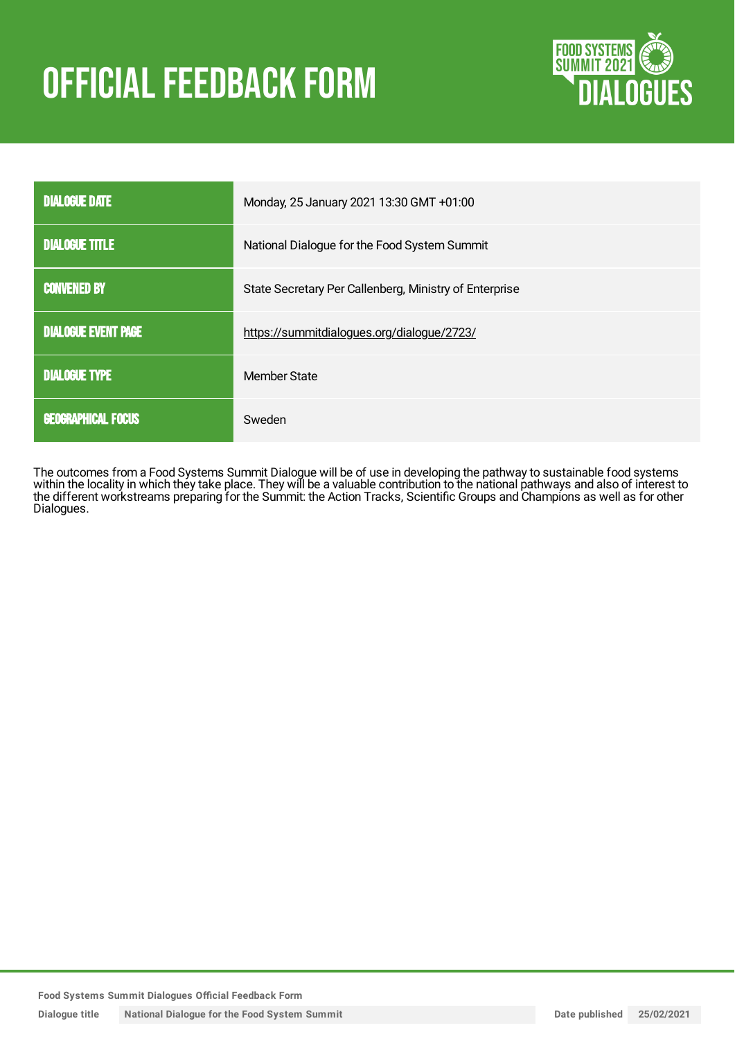# OFFICIAL FEEDBACK FORM

| | |
|---|---|
| DIALOGUE DATE | Monday, 25 January 2021 13:30 GMT +01:00 |
| DIALOGUE TITLE | National Dialogue for the Food System Summit |
| CONVENED BY | State Secretary Per Callenberg, Ministry of Enterprise |
| DIALOGUE EVENT PAGE | https://summitdialogues.org/dialogue/2723/ |
| DIALOGUE TYPE | Member State |
| GEOGRAPHICAL FOCUS | Sweden |

The outcomes from a Food Systems Summit Dialogue will be of use in developing the pathway to sustainable food systems within the locality in which they take place. They will be a valuable contribution to the national pathways and also of interest to the different workstreams preparing for the Summit: the Action Tracks, Scientific Groups and Champions as well as for other Dialogues.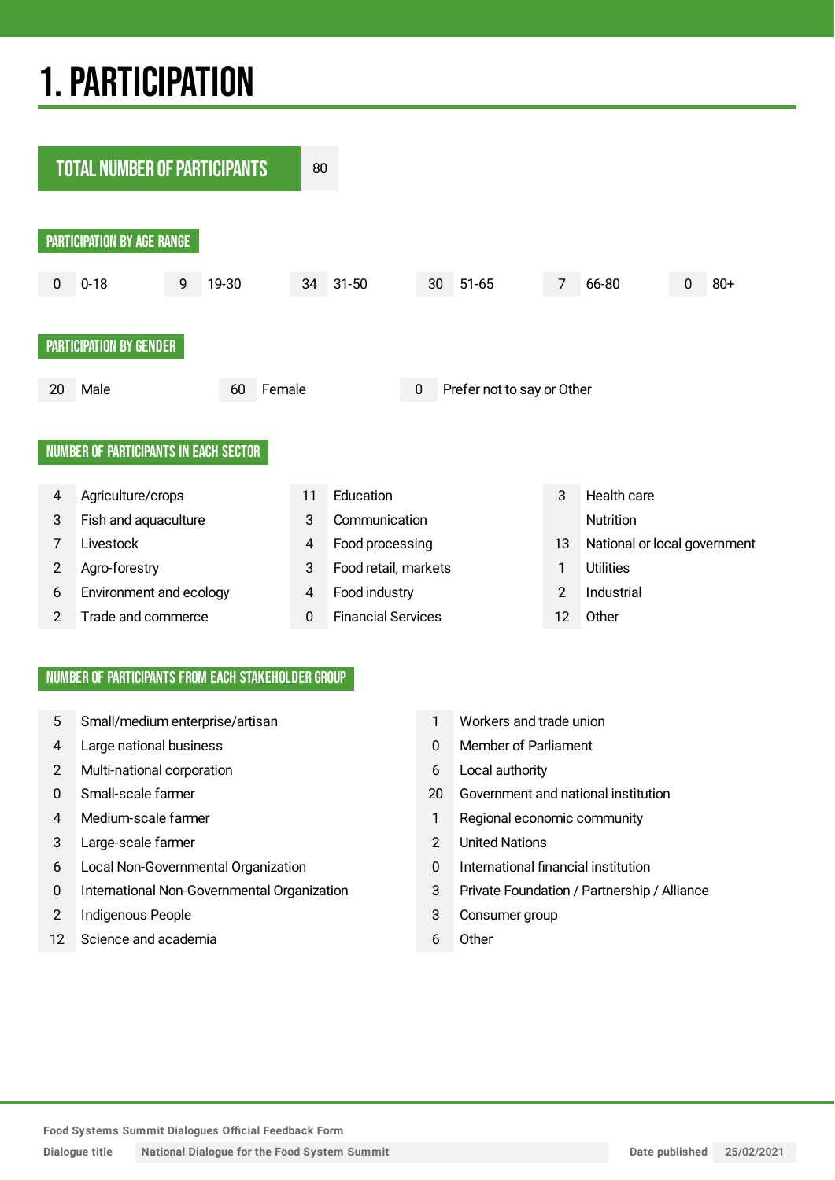# 1. PARTICIPATION

## TOTAL NUMBER OF PARTICIPANTS

80

### PARTICIPATION BY AGE RANGE

| Count | Age range |
|---|---|
| 0 | 0-18 |
| 9 | 19-30 |
| 34 | 31-50 |
| 30 | 51-65 |
| 7 | 66-80 |
| 0 | 80+ |

### PARTICIPATION BY GENDER

| Count | Gender |
|---|---|
| 20 | Male |
| 60 | Female |
| 0 | Prefer not to say or Other |

### NUMBER OF PARTICIPANTS IN EACH SECTOR

| Count | Sector |
|---|---|
| 4 | Agriculture/crops |
| 3 | Fish and aquaculture |
| 7 | Livestock |
| 2 | Agro-forestry |
| 6 | Environment and ecology |
| 2 | Trade and commerce |
| 11 | Education |
| 3 | Communication |
| 4 | Food processing |
| 3 | Food retail, markets |
| 4 | Food industry |
| 0 | Financial Services |
| 3 | Health care |
| | Nutrition |
| 13 | National or local government |
| 1 | Utilities |
| 2 | Industrial |
| 12 | Other |

### NUMBER OF PARTICIPANTS FROM EACH STAKEHOLDER GROUP

| Count | Stakeholder group |
|---|---|
| 5 | Small/medium enterprise/artisan |
| 4 | Large national business |
| 2 | Multi-national corporation |
| 0 | Small-scale farmer |
| 4 | Medium-scale farmer |
| 3 | Large-scale farmer |
| 6 | Local Non-Governmental Organization |
| 0 | International Non-Governmental Organization |
| 2 | Indigenous People |
| 12 | Science and academia |
| 1 | Workers and trade union |
| 0 | Member of Parliament |
| 6 | Local authority |
| 20 | Government and national institution |
| 1 | Regional economic community |
| 2 | United Nations |
| 0 | International financial institution |
| 3 | Private Foundation / Partnership / Alliance |
| 3 | Consumer group |
| 6 | Other |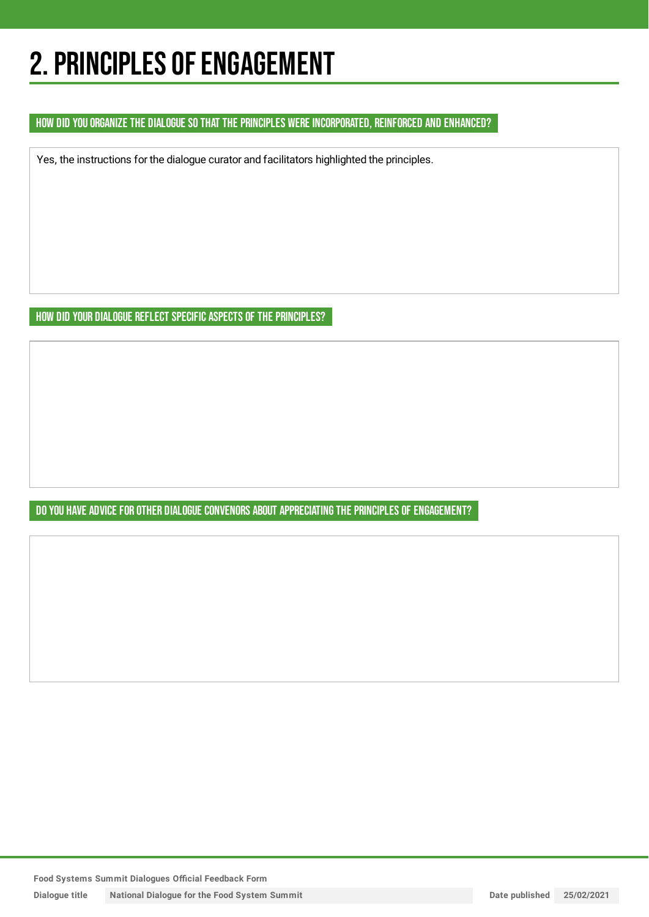# 2. PRINCIPLES OF ENGAGEMENT

## HOW DID YOU ORGANIZE THE DIALOGUE SO THAT THE PRINCIPLES WERE INCORPORATED, REINFORCED AND ENHANCED?

Yes, the instructions for the dialogue curator and facilitators highlighted the principles.

## HOW DID YOUR DIALOGUE REFLECT SPECIFIC ASPECTS OF THE PRINCIPLES?

## DO YOU HAVE ADVICE FOR OTHER DIALOGUE CONVENORS ABOUT APPRECIATING THE PRINCIPLES OF ENGAGEMENT?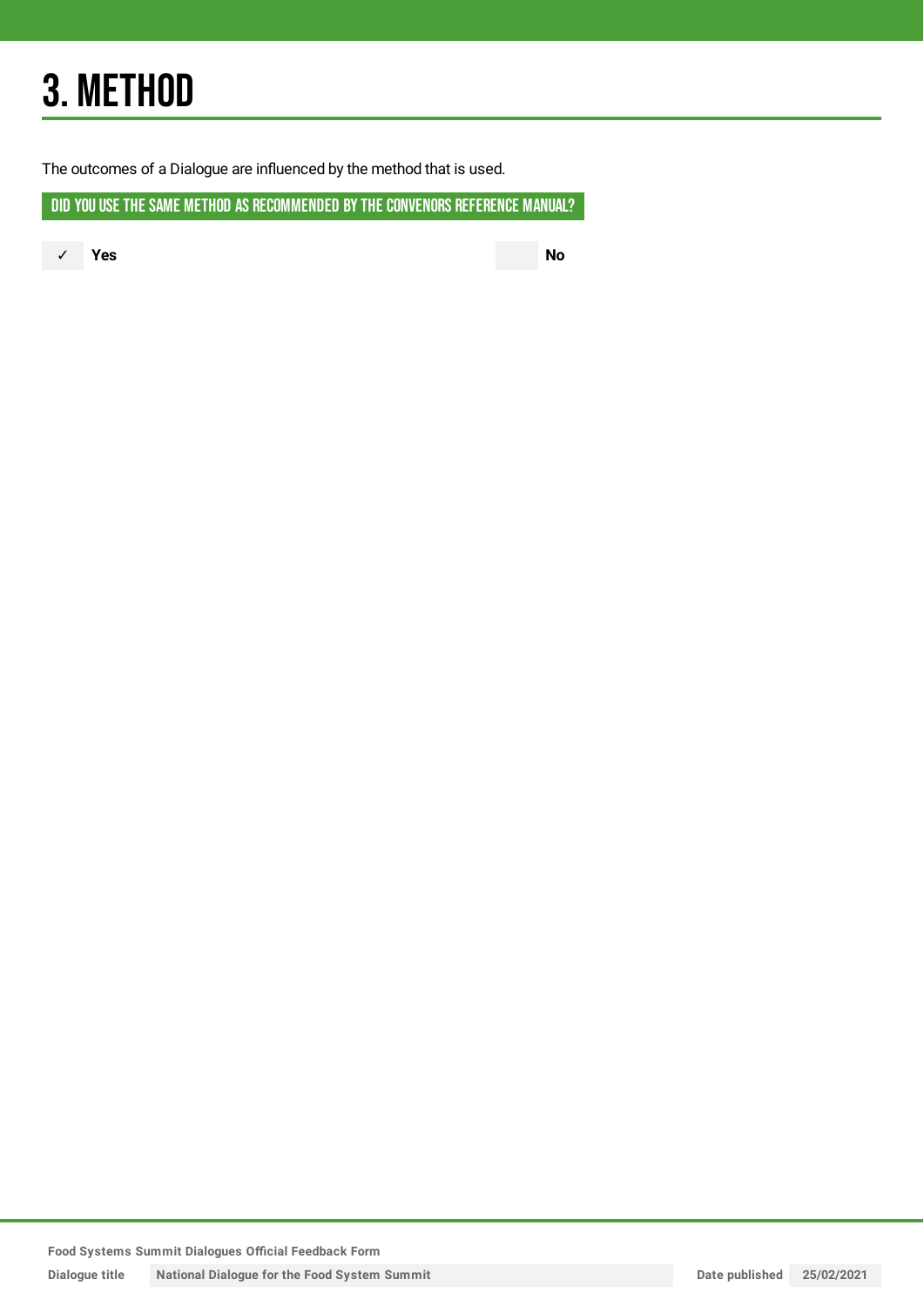# 3. METHOD

The outcomes of a Dialogue are influenced by the method that is used.

## DID YOU USE THE SAME METHOD AS RECOMMENDED BY THE CONVENORS REFERENCE MANUAL?

✓ **Yes**

**No**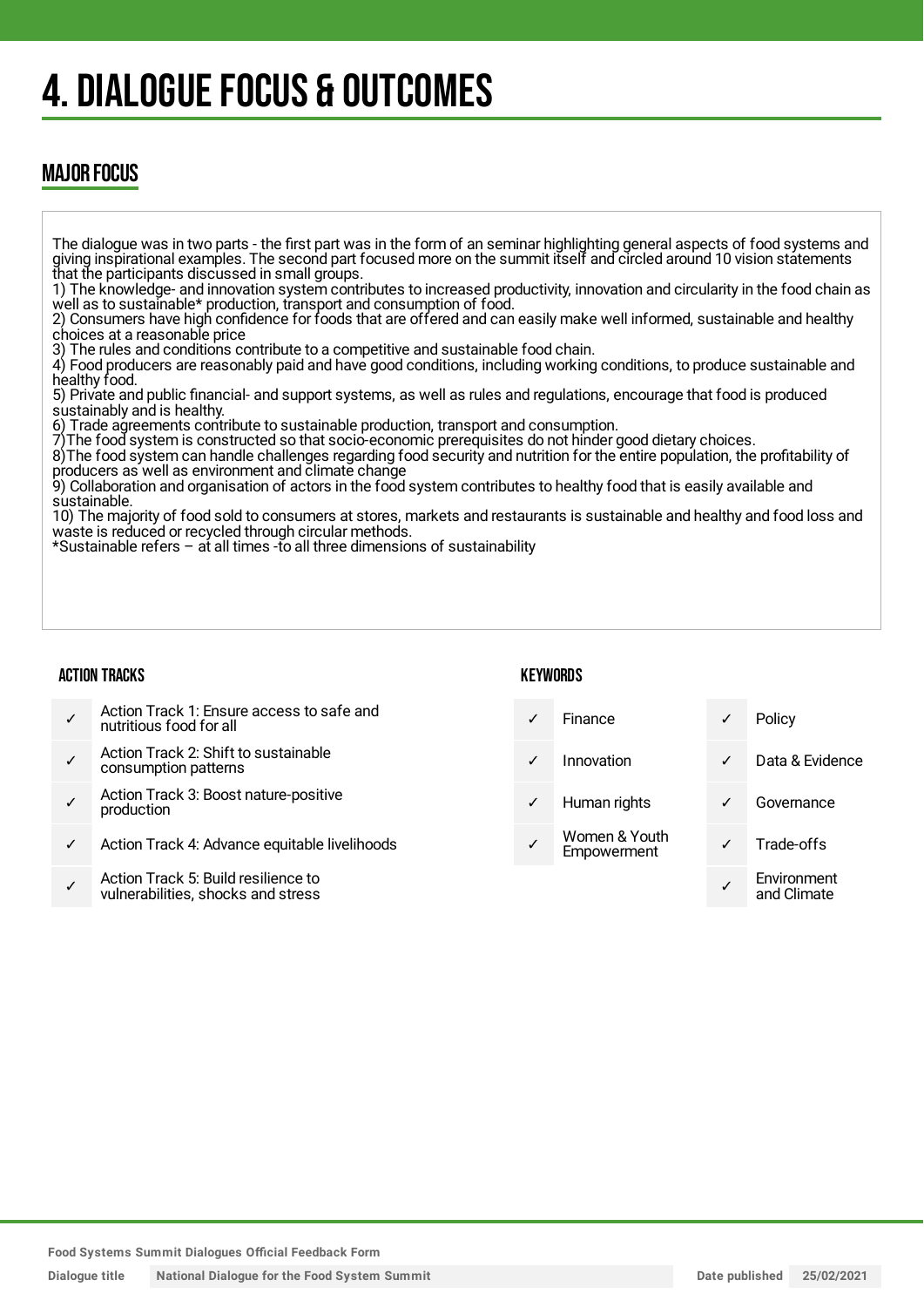# 4. DIALOGUE FOCUS & OUTCOMES

## MAJOR FOCUS

The dialogue was in two parts - the first part was in the form of an seminar highlighting general aspects of food systems and giving inspirational examples. The second part focused more on the summit itself and circled around 10 vision statements that the participants discussed in small groups.
1) The knowledge- and innovation system contributes to increased productivity, innovation and circularity in the food chain as well as to sustainable* production, transport and consumption of food.
2) Consumers have high confidence for foods that are offered and can easily make well informed, sustainable and healthy choices at a reasonable price
3) The rules and conditions contribute to a competitive and sustainable food chain.
4) Food producers are reasonably paid and have good conditions, including working conditions, to produce sustainable and healthy food.
5) Private and public financial- and support systems, as well as rules and regulations, encourage that food is produced sustainably and is healthy.
6) Trade agreements contribute to sustainable production, transport and consumption.
7)The food system is constructed so that socio-economic prerequisites do not hinder good dietary choices.
8)The food system can handle challenges regarding food security and nutrition for the entire population, the profitability of producers as well as environment and climate change
9) Collaboration and organisation of actors in the food system contributes to healthy food that is easily available and sustainable.
10) The majority of food sold to consumers at stores, markets and restaurants is sustainable and healthy and food loss and waste is reduced or recycled through circular methods.
*Sustainable refers – at all times -to all three dimensions of sustainability

### ACTION TRACKS

| | |
|---|---|
| ✓ | Action Track 1: Ensure access to safe and nutritious food for all |
| ✓ | Action Track 2: Shift to sustainable consumption patterns |
| ✓ | Action Track 3: Boost nature-positive production |
| ✓ | Action Track 4: Advance equitable livelihoods |
| ✓ | Action Track 5: Build resilience to vulnerabilities, shocks and stress |

### KEYWORDS

| | | | |
|---|---|---|---|
| ✓ | Finance | ✓ | Policy |
| ✓ | Innovation | ✓ | Data & Evidence |
| ✓ | Human rights | ✓ | Governance |
| ✓ | Women & Youth Empowerment | ✓ | Trade-offs |
| | | ✓ | Environment and Climate |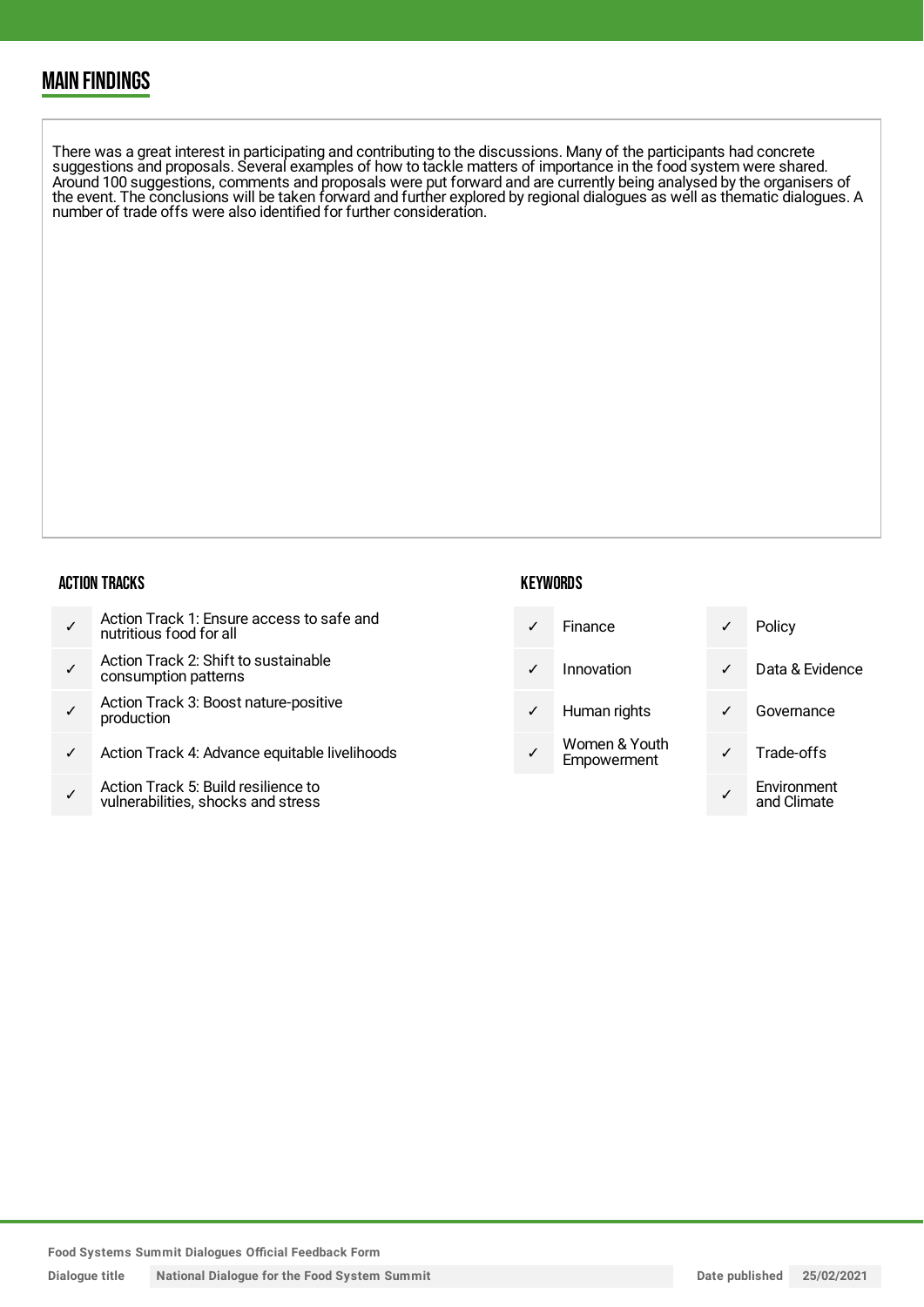## MAIN FINDINGS

There was a great interest in participating and contributing to the discussions. Many of the participants had concrete suggestions and proposals. Several examples of how to tackle matters of importance in the food system were shared. Around 100 suggestions, comments and proposals were put forward and are currently being analysed by the organisers of the event. The conclusions will be taken forward and further explored by regional dialogues as well as thematic dialogues. A number of trade offs were also identified for further consideration.

### ACTION TRACKS

| | |
|---|---|
| ✓ | Action Track 1: Ensure access to safe and nutritious food for all |
| ✓ | Action Track 2: Shift to sustainable consumption patterns |
| ✓ | Action Track 3: Boost nature-positive production |
| ✓ | Action Track 4: Advance equitable livelihoods |
| ✓ | Action Track 5: Build resilience to vulnerabilities, shocks and stress |

### KEYWORDS

| | | | |
|---|---|---|---|
| ✓ | Finance | ✓ | Policy |
| ✓ | Innovation | ✓ | Data & Evidence |
| ✓ | Human rights | ✓ | Governance |
| ✓ | Women & Youth Empowerment | ✓ | Trade-offs |
| | | ✓ | Environment and Climate |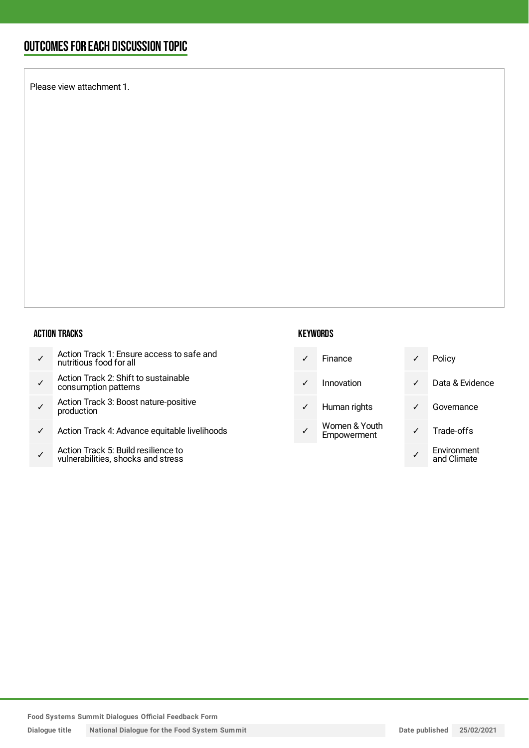## OUTCOMES FOR EACH DISCUSSION TOPIC

Please view attachment 1.

### ACTION TRACKS

| | |
|---|---|
| ✓ | Action Track 1: Ensure access to safe and nutritious food for all |
| ✓ | Action Track 2: Shift to sustainable consumption patterns |
| ✓ | Action Track 3: Boost nature-positive production |
| ✓ | Action Track 4: Advance equitable livelihoods |
| ✓ | Action Track 5: Build resilience to vulnerabilities, shocks and stress |

### KEYWORDS

| | | | |
|---|---|---|---|
| ✓ | Finance | ✓ | Policy |
| ✓ | Innovation | ✓ | Data & Evidence |
| ✓ | Human rights | ✓ | Governance |
| ✓ | Women & Youth Empowerment | ✓ | Trade-offs |
| | | ✓ | Environment and Climate |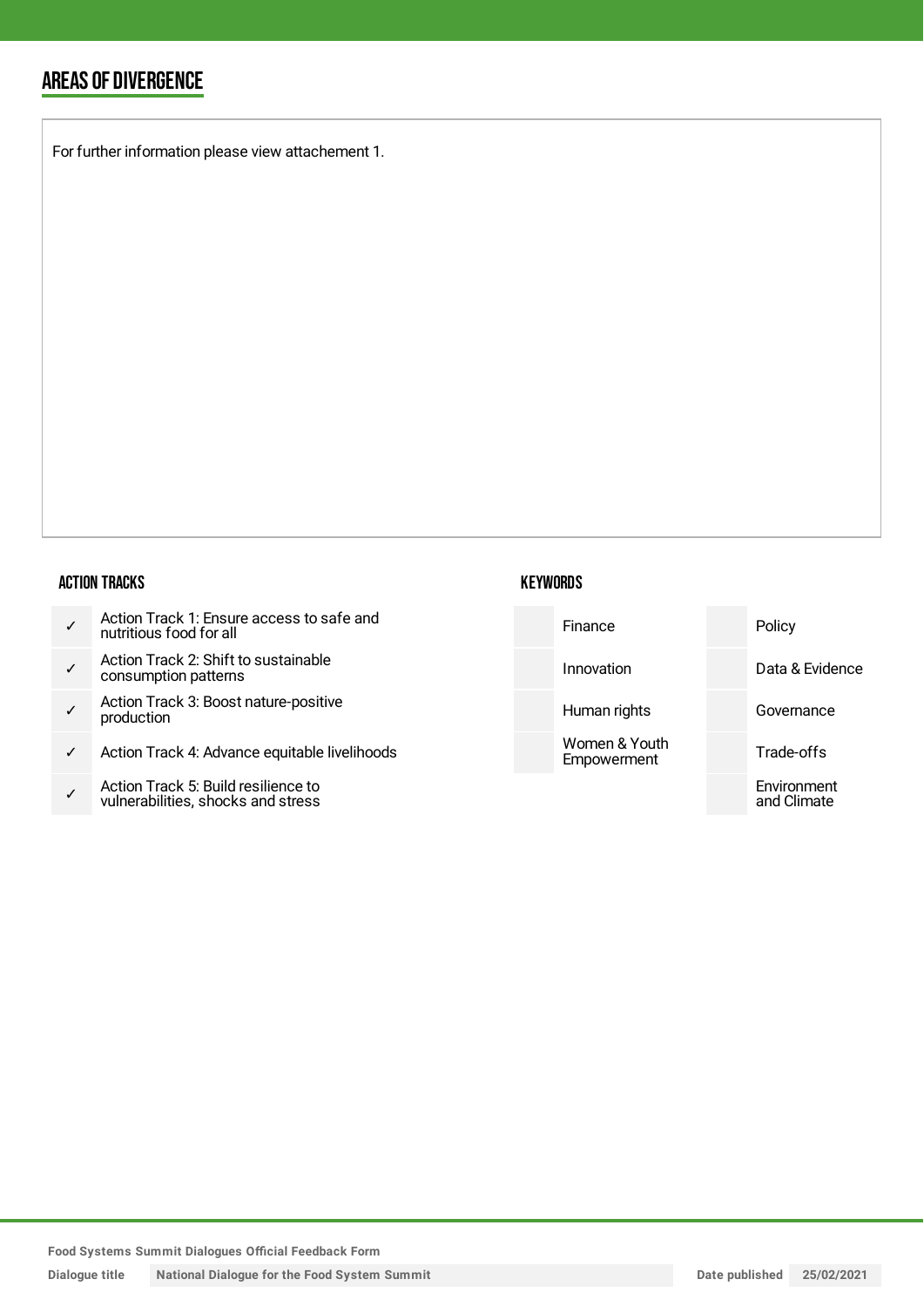## AREAS OF DIVERGENCE

For further information please view attachement 1.

### ACTION TRACKS

| | |
|---|---|
| ✓ | Action Track 1: Ensure access to safe and nutritious food for all |
| ✓ | Action Track 2: Shift to sustainable consumption patterns |
| ✓ | Action Track 3: Boost nature-positive production |
| ✓ | Action Track 4: Advance equitable livelihoods |
| ✓ | Action Track 5: Build resilience to vulnerabilities, shocks and stress |

### KEYWORDS

| | | | |
|---|---|---|---|
| | Finance | | Policy |
| | Innovation | | Data & Evidence |
| | Human rights | | Governance |
| | Women & Youth Empowerment | | Trade-offs |
| | | | Environment and Climate |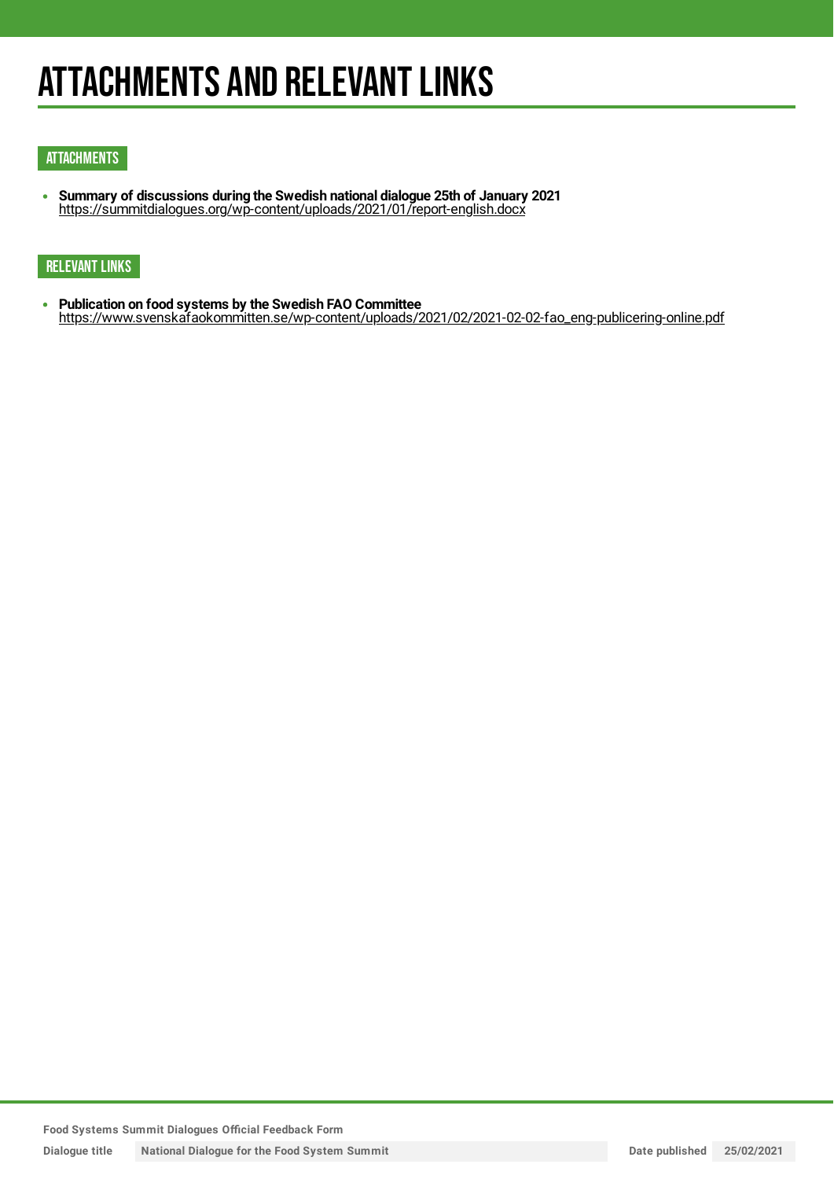# ATTACHMENTS AND RELEVANT LINKS

## ATTACHMENTS

- **Summary of discussions during the Swedish national dialogue 25th of January 2021**
  https://summitdialogues.org/wp-content/uploads/2021/01/report-english.docx

## RELEVANT LINKS

- **Publication on food systems by the Swedish FAO Committee**
  https://www.svenskafaokommitten.se/wp-content/uploads/2021/02/2021-02-02-fao_eng-publicering-online.pdf